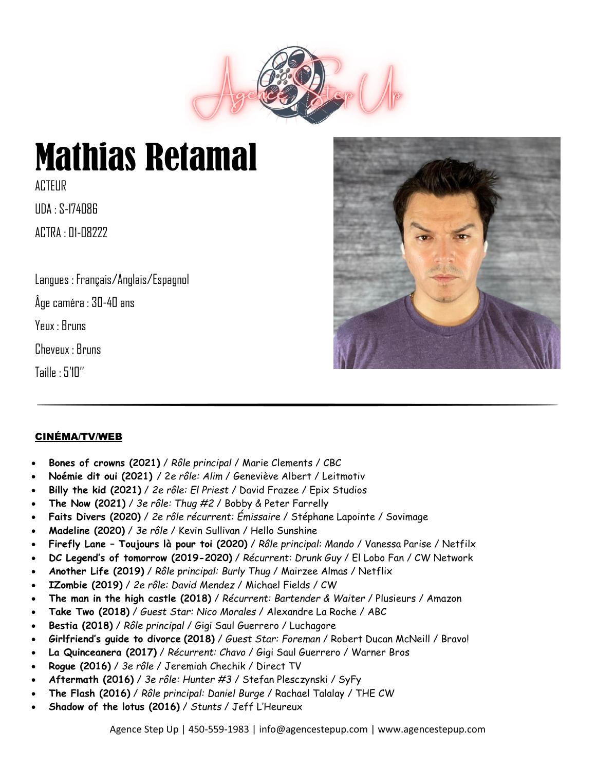# Mathias Retamal

ACTEUR

UDA : S-174086

ACTRA : 01-08222

Langues : Français/Anglais/Espagnol

Âge caméra : 30-40 ans

Yeux : Bruns

Cheveux : Bruns

Taille : 5'10''

---

## CINÉMA/TV/WEB

- **Bones of crowns (2021)** / *Rôle principal* / Marie Clements / CBC
- **Noémie dit oui (2021)** / *2e rôle: Alim* / Geneviève Albert / Leitmotiv
- **Billy the kid (2021)** / *2e rôle: El Priest* / David Frazee / Epix Studios
- **The Now (2021)** / *3e rôle: Thug #2* / Bobby & Peter Farrelly
- **Faits Divers (2020)** / *2e rôle récurrent: Émissaire* / Stéphane Lapointe / Sovimage
- **Madeline (2020)** / *3e rôle* / Kevin Sullivan / Hello Sunshine
- **Firefly Lane – Toujours là pour toi (2020)** / *Rôle principal: Mando* / Vanessa Parise / Netfilx
- **DC Legend's of tomorrow (2019-2020)** / *Récurrent: Drunk Guy* / El Lobo Fan / CW Network
- **Another Life (2019)** / *Rôle principal: Burly Thug* / Mairzee Almas / Netflix
- **IZombie (2019)** / *2e rôle: David Mendez* / Michael Fields / CW
- **The man in the high castle (2018)** / *Récurrent: Bartender & Waiter* / Plusieurs / Amazon
- **Take Two (2018)** / *Guest Star: Nico Morales* / Alexandre La Roche / ABC
- **Bestia (2018)** / *Rôle principal* / Gigi Saul Guerrero / Luchagore
- **Girlfriend's guide to divorce (2018)** / *Guest Star: Foreman* / Robert Ducan McNeill / Bravo!
- **La Quinceanera (2017)** / *Récurrent: Chavo* / Gigi Saul Guerrero / Warner Bros
- **Rogue (2016)** / *3e rôle* / Jeremiah Chechik / Direct TV
- **Aftermath (2016)** / *3e rôle: Hunter #3* / Stefan Plesczynski / SyFy
- **The Flash (2016)** / *Rôle principal: Daniel Burge* / Rachael Talalay / THE CW
- **Shadow of the lotus (2016)** / *Stunts* / Jeff L'Heureux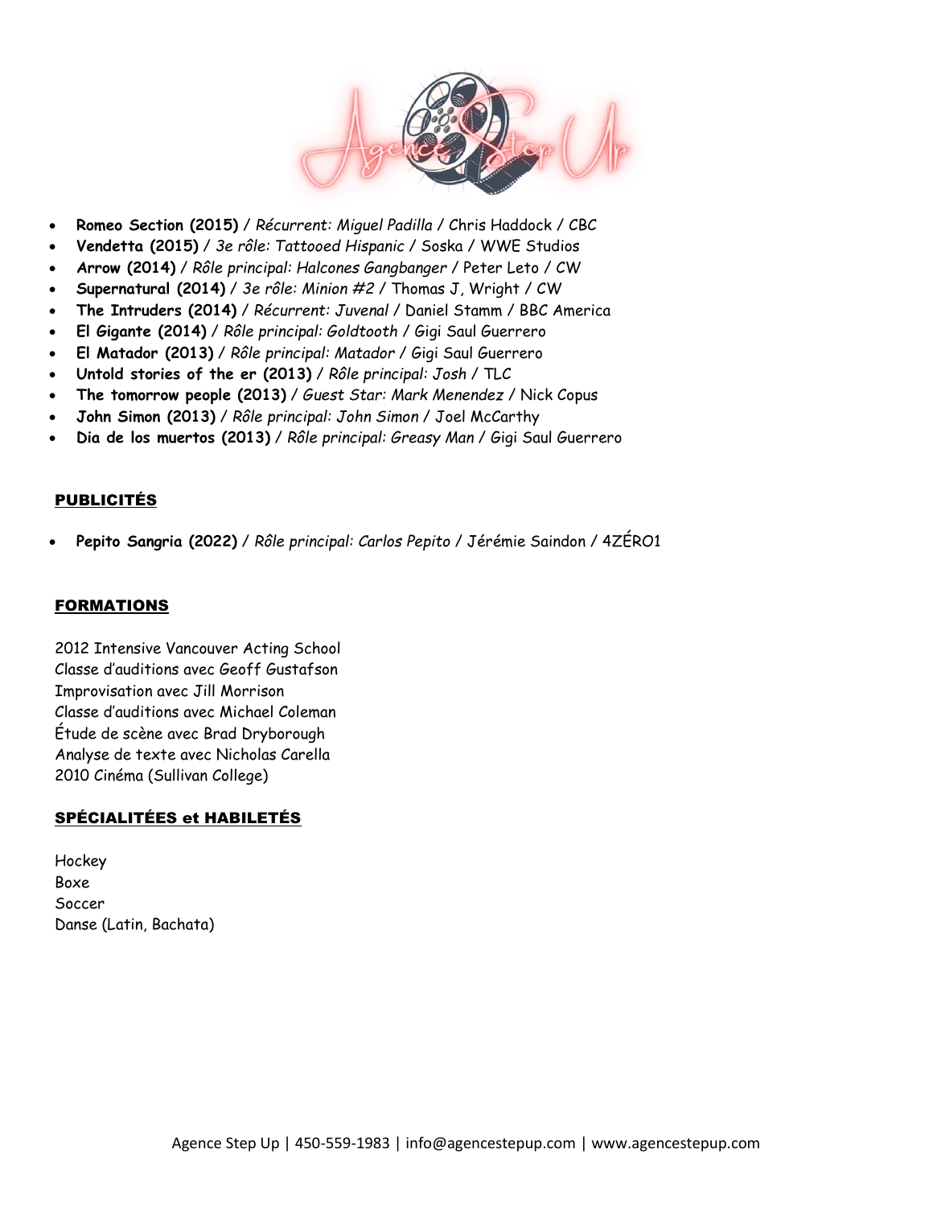- **Romeo Section (2015)** / *Récurrent: Miguel Padilla* / Chris Haddock / CBC
- **Vendetta (2015)** / *3e rôle: Tattooed Hispanic* / Soska / WWE Studios
- **Arrow (2014)** / *Rôle principal: Halcones Gangbanger* / Peter Leto / CW
- **Supernatural (2014)** / *3e rôle: Minion #2* / Thomas J, Wright / CW
- **The Intruders (2014)** / *Récurrent: Juvenal* / Daniel Stamm / BBC America
- **El Gigante (2014)** / *Rôle principal: Goldtooth* / Gigi Saul Guerrero
- **El Matador (2013)** / *Rôle principal: Matador* / Gigi Saul Guerrero
- **Untold stories of the er (2013)** / *Rôle principal: Josh* / TLC
- **The tomorrow people (2013)** / *Guest Star: Mark Menendez* / Nick Copus
- **John Simon (2013)** / *Rôle principal: John Simon* / Joel McCarthy
- **Dia de los muertos (2013)** / *Rôle principal: Greasy Man* / Gigi Saul Guerrero

## PUBLICITÉS

- **Pepito Sangria (2022)** / *Rôle principal: Carlos Pepito* / Jérémie Saindon / 4ZÉRO1

## FORMATIONS

2012 Intensive Vancouver Acting School
Classe d'auditions avec Geoff Gustafson
Improvisation avec Jill Morrison
Classe d'auditions avec Michael Coleman
Étude de scène avec Brad Dryborough
Analyse de texte avec Nicholas Carella
2010 Cinéma (Sullivan College)

## SPÉCIALITÉES et HABILETÉS

Hockey
Boxe
Soccer
Danse (Latin, Bachata)